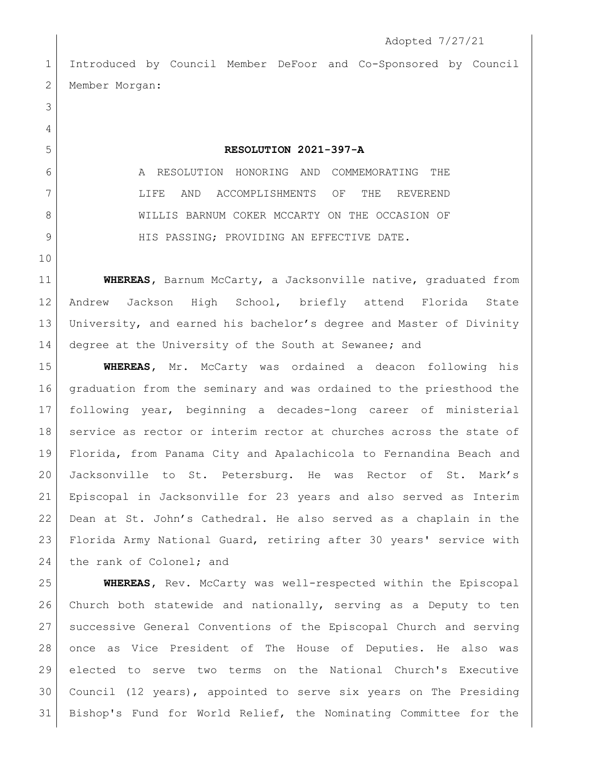Adopted 7/27/21

Introduced by Council Member DeFoor and Co-Sponsored by Council Member Morgan:

**RESOLUTION 2021-397-A**

A RESOLUTION HONORING AND COMMEMORATING THE LIFE AND ACCOMPLISHMENTS OF THE REVEREND WILLIS BARNUM COKER MCCARTY ON THE OCCASION OF HIS PASSING; PROVIDING AN EFFECTIVE DATE.

**WHEREAS,** Barnum McCarty, a Jacksonville native, graduated from Andrew Jackson High School, briefly attend Florida State University, and earned his bachelor's degree and Master of Divinity degree at the University of the South at Sewanee; and

**WHEREAS,** Mr. McCarty was ordained a deacon following his graduation from the seminary and was ordained to the priesthood the following year, beginning a decades-long career of ministerial service as rector or interim rector at churches across the state of Florida, from Panama City and Apalachicola to Fernandina Beach and Jacksonville to St. Petersburg. He was Rector of St. Mark's Episcopal in Jacksonville for 23 years and also served as Interim Dean at St. John's Cathedral. He also served as a chaplain in the Florida Army National Guard, retiring after 30 years' service with the rank of Colonel; and

**WHEREAS,** Rev. McCarty was well-respected within the Episcopal Church both statewide and nationally, serving as a Deputy to ten successive General Conventions of the Episcopal Church and serving once as Vice President of The House of Deputies. He also was elected to serve two terms on the National Church's Executive Council (12 years), appointed to serve six years on The Presiding Bishop's Fund for World Relief, the Nominating Committee for the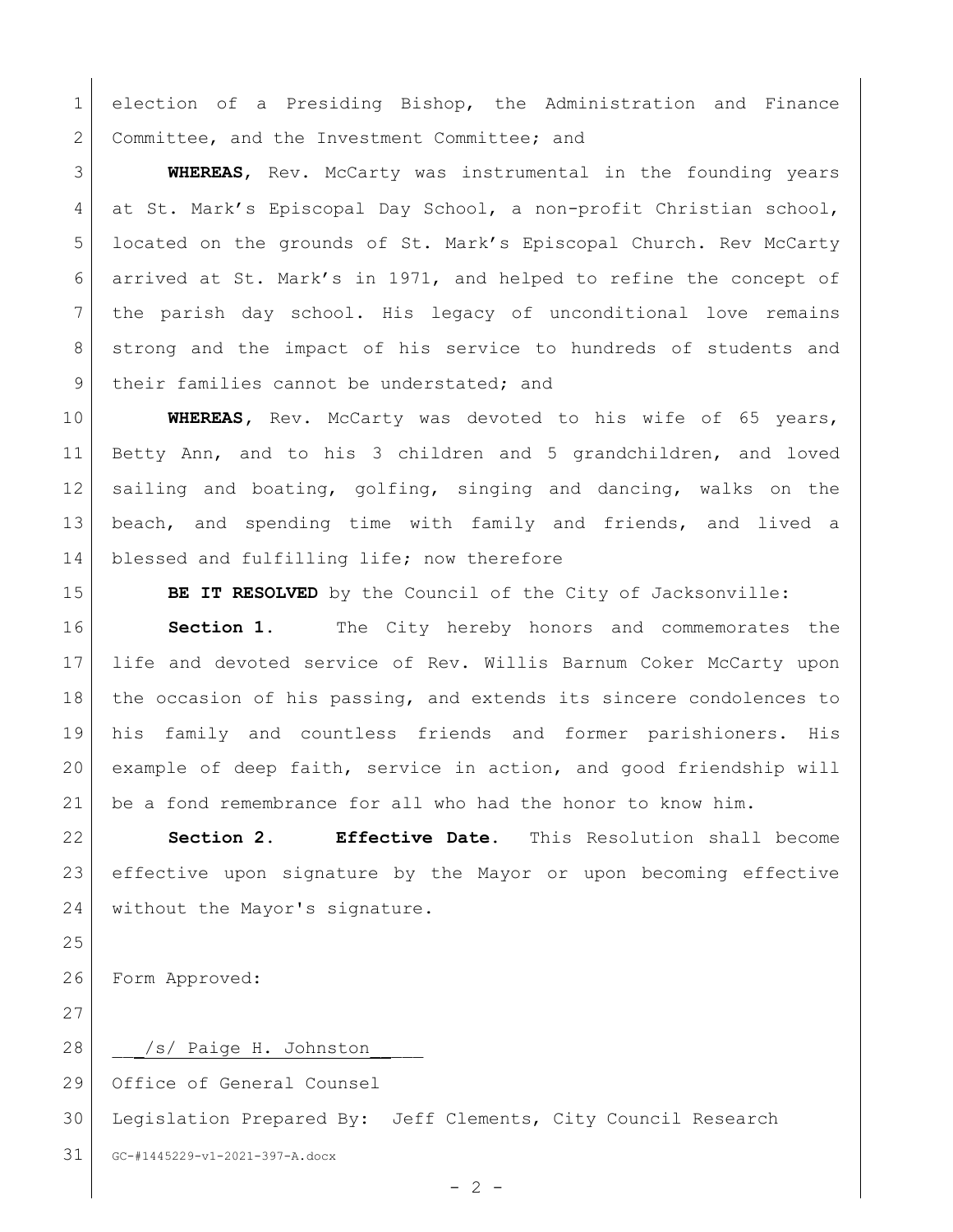election of a Presiding Bishop, the Administration and Finance Committee, and the Investment Committee; and

**WHEREAS**, Rev. McCarty was instrumental in the founding years at St. Mark's Episcopal Day School, a non-profit Christian school, located on the grounds of St. Mark's Episcopal Church. Rev McCarty arrived at St. Mark's in 1971, and helped to refine the concept of the parish day school. His legacy of unconditional love remains strong and the impact of his service to hundreds of students and their families cannot be understated; and

**WHEREAS**, Rev. McCarty was devoted to his wife of 65 years, Betty Ann, and to his 3 children and 5 grandchildren, and loved sailing and boating, golfing, singing and dancing, walks on the beach, and spending time with family and friends, and lived a blessed and fulfilling life; now therefore

**BE IT RESOLVED** by the Council of the City of Jacksonville:

**Section 1.** The City hereby honors and commemorates the life and devoted service of Rev. Willis Barnum Coker McCarty upon the occasion of his passing, and extends its sincere condolences to his family and countless friends and former parishioners. His example of deep faith, service in action, and good friendship will be a fond remembrance for all who had the honor to know him.

**Section 2. Effective Date.** This Resolution shall become effective upon signature by the Mayor or upon becoming effective without the Mayor's signature.

Form Approved:

/s/ Paige H. Johnston

Office of General Counsel

Legislation Prepared By: Jeff Clements, City Council Research

GC-#1445229-v1-2021-397-A.docx